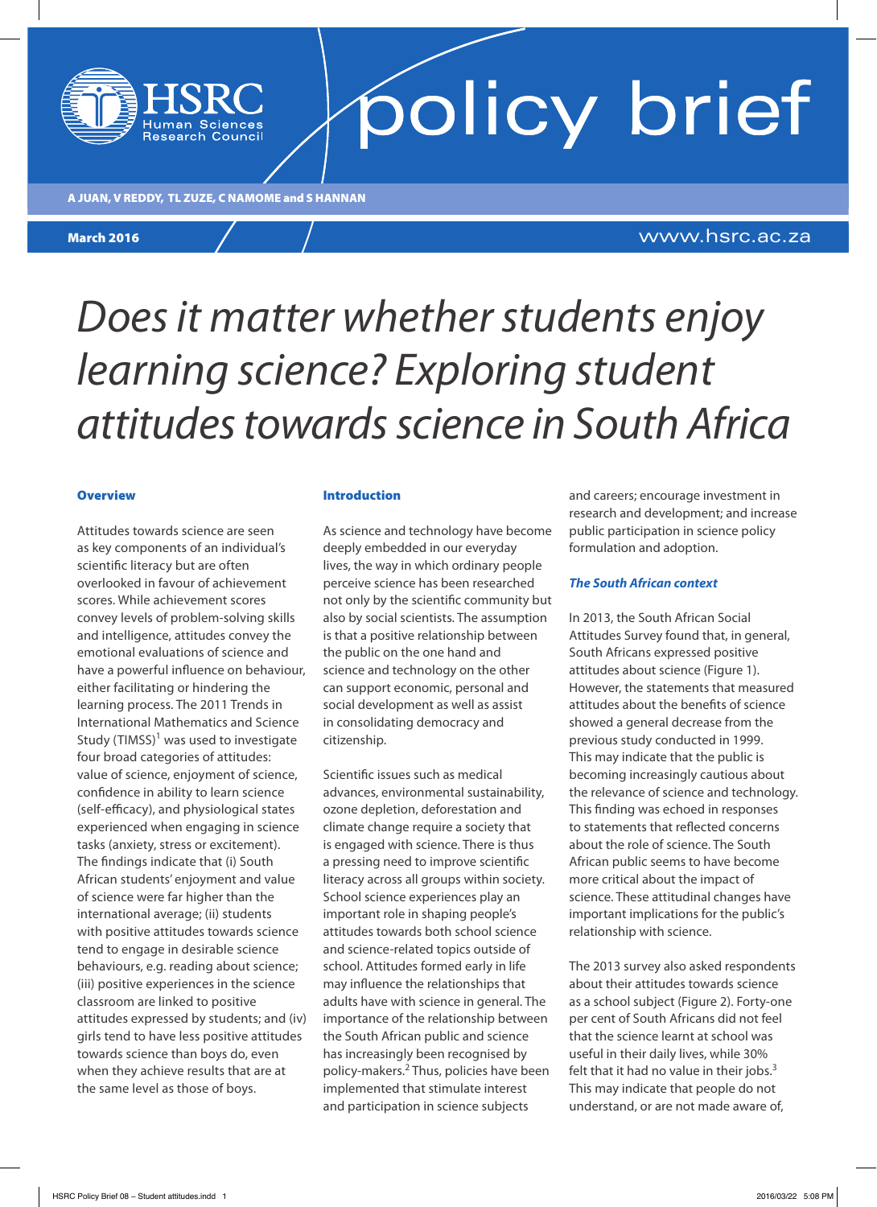HSRC Human Sciences Research Council

policy brief

A JUAN, V REDDY, TL ZUZE, C NAMOME and S HANNAN

March 2016

www.hsrc.ac.za

# *Does it matter whether students enjoy learning science? Exploring student attitudes towards science in South Africa*

## Overview

Attitudes towards science are seen as key components of an individual's scientific literacy but are often overlooked in favour of achievement scores. While achievement scores convey levels of problem-solving skills and intelligence, attitudes convey the emotional evaluations of science and have a powerful influence on behaviour, either facilitating or hindering the learning process. The 2011 Trends in International Mathematics and Science Study (TIMSS)[1] was used to investigate four broad categories of attitudes: value of science, enjoyment of science, confidence in ability to learn science (self-efficacy), and physiological states experienced when engaging in science tasks (anxiety, stress or excitement). The findings indicate that (i) South African students' enjoyment and value of science were far higher than the international average; (ii) students with positive attitudes towards science tend to engage in desirable science behaviours, e.g. reading about science; (iii) positive experiences in the science classroom are linked to positive attitudes expressed by students; and (iv) girls tend to have less positive attitudes towards science than boys do, even when they achieve results that are at the same level as those of boys.

## Introduction

As science and technology have become deeply embedded in our everyday lives, the way in which ordinary people perceive science has been researched not only by the scientific community but also by social scientists. The assumption is that a positive relationship between the public on the one hand and science and technology on the other can support economic, personal and social development as well as assist in consolidating democracy and citizenship.

Scientific issues such as medical advances, environmental sustainability, ozone depletion, deforestation and climate change require a society that is engaged with science. There is thus a pressing need to improve scientific literacy across all groups within society. School science experiences play an important role in shaping people's attitudes towards both school science and science-related topics outside of school. Attitudes formed early in life may influence the relationships that adults have with science in general. The importance of the relationship between the South African public and science has increasingly been recognised by policy-makers.[2] Thus, policies have been implemented that stimulate interest and participation in science subjects and careers; encourage investment in research and development; and increase public participation in science policy formulation and adoption.

### *The South African context*

In 2013, the South African Social Attitudes Survey found that, in general, South Africans expressed positive attitudes about science (Figure 1). However, the statements that measured attitudes about the benefits of science showed a general decrease from the previous study conducted in 1999. This may indicate that the public is becoming increasingly cautious about the relevance of science and technology. This finding was echoed in responses to statements that reflected concerns about the role of science. The South African public seems to have become more critical about the impact of science. These attitudinal changes have important implications for the public's relationship with science.

The 2013 survey also asked respondents about their attitudes towards science as a school subject (Figure 2). Forty-one per cent of South Africans did not feel that the science learnt at school was useful in their daily lives, while 30% felt that it had no value in their jobs.[3] This may indicate that people do not understand, or are not made aware of,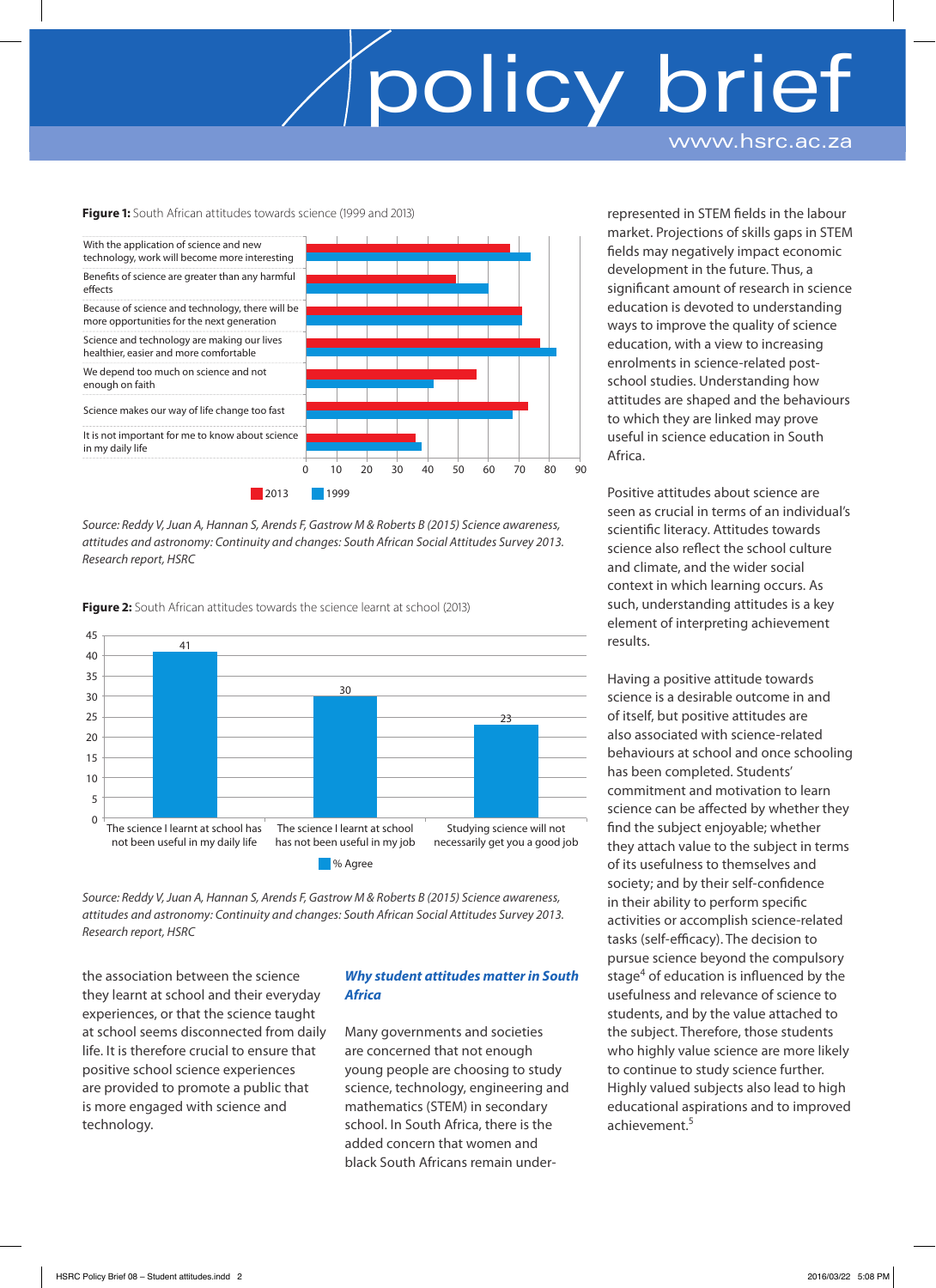**Figure 1:** South African attitudes towards science (1999 and 2013)

| Statement | 2013 | 1999 |
|---|---|---|
| With the application of science and new technology, work will become more interesting | 67 | 73 |
| Benefits of science are greater than any harmful effects | 49 | 60 |
| Because of science and technology, there will be more opportunities for the next generation | 71 | 71 |
| Science and technology are making our lives healthier, easier and more comfortable | 77 | 82 |
| We depend too much on science and not enough on faith | 56 | 42 |
| Science makes our way of life change too fast | 73 | 68 |
| It is not important for me to know about science in my daily life | 36 | 38 |

*Source: Reddy V, Juan A, Hannan S, Arends F, Gastrow M & Roberts B (2015) Science awareness, attitudes and astronomy: Continuity and changes: South African Social Attitudes Survey 2013. Research report, HSRC*

**Figure 2:** South African attitudes towards the science learnt at school (2013)

| Statement | % Agree |
|---|---|
| The science I learnt at school has not been useful in my daily life | 41 |
| The science I learnt at school has not been useful in my job | 30 |
| Studying science will not necessarily get you a good job | 23 |

*Source: Reddy V, Juan A, Hannan S, Arends F, Gastrow M & Roberts B (2015) Science awareness, attitudes and astronomy: Continuity and changes: South African Social Attitudes Survey 2013. Research report, HSRC*

the association between the science they learnt at school and their everyday experiences, or that the science taught at school seems disconnected from daily life. It is therefore crucial to ensure that positive school science experiences are provided to promote a public that is more engaged with science and technology.

### *Why student attitudes matter in South Africa*

Many governments and societies are concerned that not enough young people are choosing to study science, technology, engineering and mathematics (STEM) in secondary school. In South Africa, there is the added concern that women and black South Africans remain under-represented in STEM fields in the labour market. Projections of skills gaps in STEM fields may negatively impact economic development in the future. Thus, a significant amount of research in science education is devoted to understanding ways to improve the quality of science education, with a view to increasing enrolments in science-related post-school studies. Understanding how attitudes are shaped and the behaviours to which they are linked may prove useful in science education in South Africa.

Positive attitudes about science are seen as crucial in terms of an individual's scientific literacy. Attitudes towards science also reflect the school culture and climate, and the wider social context in which learning occurs. As such, understanding attitudes is a key element of interpreting achievement results.

Having a positive attitude towards science is a desirable outcome in and of itself, but positive attitudes are also associated with science-related behaviours at school and once schooling has been completed. Students' commitment and motivation to learn science can be affected by whether they find the subject enjoyable; whether they attach value to the subject in terms of its usefulness to themselves and society; and by their self-confidence in their ability to perform specific activities or accomplish science-related tasks (self-efficacy). The decision to pursue science beyond the compulsory stage[4] of education is influenced by the usefulness and relevance of science to students, and by the value attached to the subject. Therefore, those students who highly value science are more likely to continue to study science further. Highly valued subjects also lead to high educational aspirations and to improved achievement.[5]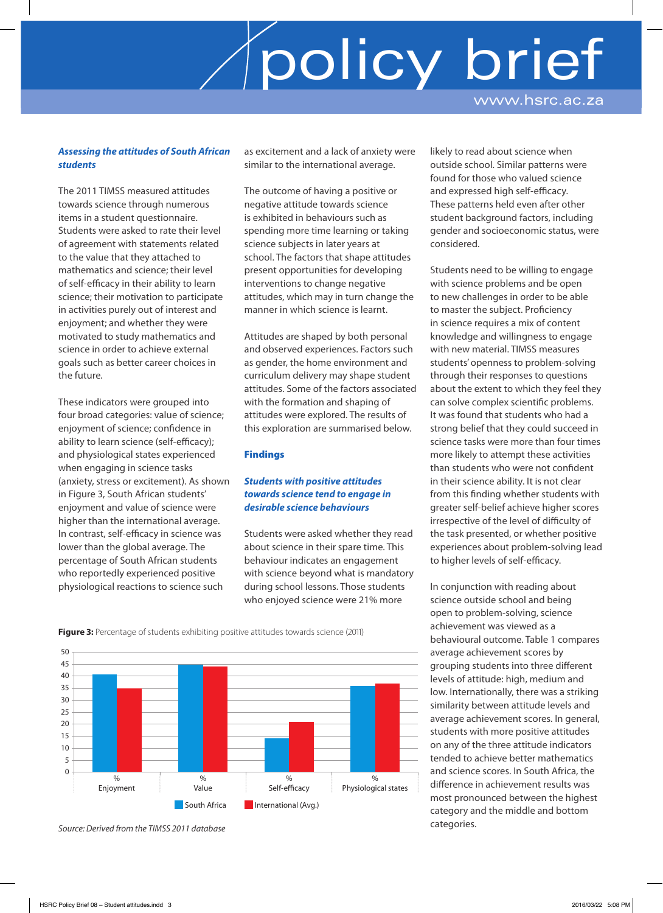### *Assessing the attitudes of South African students*

The 2011 TIMSS measured attitudes towards science through numerous items in a student questionnaire. Students were asked to rate their level of agreement with statements related to the value that they attached to mathematics and science; their level of self-efficacy in their ability to learn science; their motivation to participate in activities purely out of interest and enjoyment; and whether they were motivated to study mathematics and science in order to achieve external goals such as better career choices in the future.

These indicators were grouped into four broad categories: value of science; enjoyment of science; confidence in ability to learn science (self-efficacy); and physiological states experienced when engaging in science tasks (anxiety, stress or excitement). As shown in Figure 3, South African students' enjoyment and value of science were higher than the international average. In contrast, self-efficacy in science was lower than the global average. The percentage of South African students who reportedly experienced positive physiological reactions to science such as excitement and a lack of anxiety were similar to the international average.

The outcome of having a positive or negative attitude towards science is exhibited in behaviours such as spending more time learning or taking science subjects in later years at school. The factors that shape attitudes present opportunities for developing interventions to change negative attitudes, which may in turn change the manner in which science is learnt.

Attitudes are shaped by both personal and observed experiences. Factors such as gender, the home environment and curriculum delivery may shape student attitudes. Some of the factors associated with the formation and shaping of attitudes were explored. The results of this exploration are summarised below.

### Findings

#### *Students with positive attitudes towards science tend to engage in desirable science behaviours*

Students were asked whether they read about science in their spare time. This behaviour indicates an engagement with science beyond what is mandatory during school lessons. Those students who enjoyed science were 21% more likely to read about science when outside school. Similar patterns were found for those who valued science and expressed high self-efficacy. These patterns held even after other student background factors, including gender and socioeconomic status, were considered.

Students need to be willing to engage with science problems and be open to new challenges in order to be able to master the subject. Proficiency in science requires a mix of content knowledge and willingness to engage with new material. TIMSS measures students' openness to problem-solving through their responses to questions about the extent to which they feel they can solve complex scientific problems. It was found that students who had a strong belief that they could succeed in science tasks were more than four times more likely to attempt these activities than students who were not confident in their science ability. It is not clear from this finding whether students with greater self-belief achieve higher scores irrespective of the level of difficulty of the task presented, or whether positive experiences about problem-solving lead to higher levels of self-efficacy.

In conjunction with reading about science outside school and being open to problem-solving, science achievement was viewed as a behavioural outcome. Table 1 compares average achievement scores by grouping students into three different levels of attitude: high, medium and low. Internationally, there was a striking similarity between attitude levels and average achievement scores. In general, students with more positive attitudes on any of the three attitude indicators tended to achieve better mathematics and science scores. In South Africa, the difference in achievement results was most pronounced between the highest category and the middle and bottom categories.

**Figure 3:** Percentage of students exhibiting positive attitudes towards science (2011)

| % | South Africa | International (Avg.) |
|---|---|---|
| Enjoyment | 41 | 35 |
| Value | 45 | 44 |
| Self-efficacy | 14 | 21 |
| Physiological states | 36 | 37 |

*Source: Derived from the TIMSS 2011 database*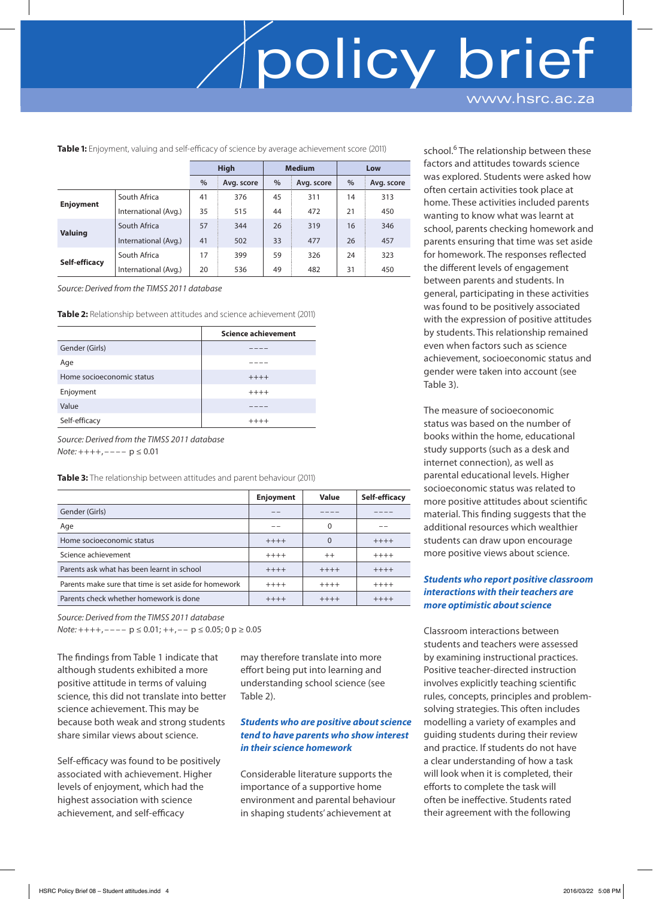**Table 1:** Enjoyment, valuing and self-efficacy of science by average achievement score (2011)

| | | High | | Medium | | Low | |
|---|---|---|---|---|---|---|---|
| | | % | Avg. score | % | Avg. score | % | Avg. score |
| **Enjoyment** | South Africa | 41 | 376 | 45 | 311 | 14 | 313 |
| | International (Avg.) | 35 | 515 | 44 | 472 | 21 | 450 |
| **Valuing** | South Africa | 57 | 344 | 26 | 319 | 16 | 346 |
| | International (Avg.) | 41 | 502 | 33 | 477 | 26 | 457 |
| **Self-efficacy** | South Africa | 17 | 399 | 59 | 326 | 24 | 323 |
| | International (Avg.) | 20 | 536 | 49 | 482 | 31 | 450 |

*Source: Derived from the TIMSS 2011 database*

**Table 2:** Relationship between attitudes and science achievement (2011)

| | Science achievement |
|---|---|
| Gender (Girls) | −−−− |
| Age | −−−− |
| Home socioeconomic status | ++++ |
| Enjoyment | ++++ |
| Value | −−−− |
| Self-efficacy | ++++ |

*Source: Derived from the TIMSS 2011 database*
*Note:* ++++, −−−− $p \leq 0.01$

**Table 3:** The relationship between attitudes and parent behaviour (2011)

| | Enjoyment | Value | Self-efficacy |
|---|---|---|---|
| Gender (Girls) | −− | −−−− | −−−− |
| Age | −− | 0 | −− |
| Home socioeconomic status | ++++ | 0 | ++++ |
| Science achievement | ++++ | ++ | ++++ |
| Parents ask what has been learnt in school | ++++ | ++++ | ++++ |
| Parents make sure that time is set aside for homework | ++++ | ++++ | ++++ |
| Parents check whether homework is done | ++++ | ++++ | ++++ |

*Source: Derived from the TIMSS 2011 database*
*Note:* ++++, −−−− $p \leq 0.01$; ++, −− $p \leq 0.05$; 0 $p \geq 0.05$

The findings from Table 1 indicate that although students exhibited a more positive attitude in terms of valuing science, this did not translate into better science achievement. This may be because both weak and strong students share similar views about science.

Self-efficacy was found to be positively associated with achievement. Higher levels of enjoyment, which had the highest association with science achievement, and self-efficacy may therefore translate into more effort being put into learning and understanding school science (see Table 2).

### *Students who are positive about science tend to have parents who show interest in their science homework*

Considerable literature supports the importance of a supportive home environment and parental behaviour in shaping students' achievement at school.[6] The relationship between these factors and attitudes towards science was explored. Students were asked how often certain activities took place at home. These activities included parents wanting to know what was learnt at school, parents checking homework and parents ensuring that time was set aside for homework. The responses reflected the different levels of engagement between parents and students. In general, participating in these activities was found to be positively associated with the expression of positive attitudes by students. This relationship remained even when factors such as science achievement, socioeconomic status and gender were taken into account (see Table 3).

The measure of socioeconomic status was based on the number of books within the home, educational study supports (such as a desk and internet connection), as well as parental educational levels. Higher socioeconomic status was related to more positive attitudes about scientific material. This finding suggests that the additional resources which wealthier students can draw upon encourage more positive views about science.

### *Students who report positive classroom interactions with their teachers are more optimistic about science*

Classroom interactions between students and teachers were assessed by examining instructional practices. Positive teacher-directed instruction involves explicitly teaching scientific rules, concepts, principles and problem-solving strategies. This often includes modelling a variety of examples and guiding students during their review and practice. If students do not have a clear understanding of how a task will look when it is completed, their efforts to complete the task will often be ineffective. Students rated their agreement with the following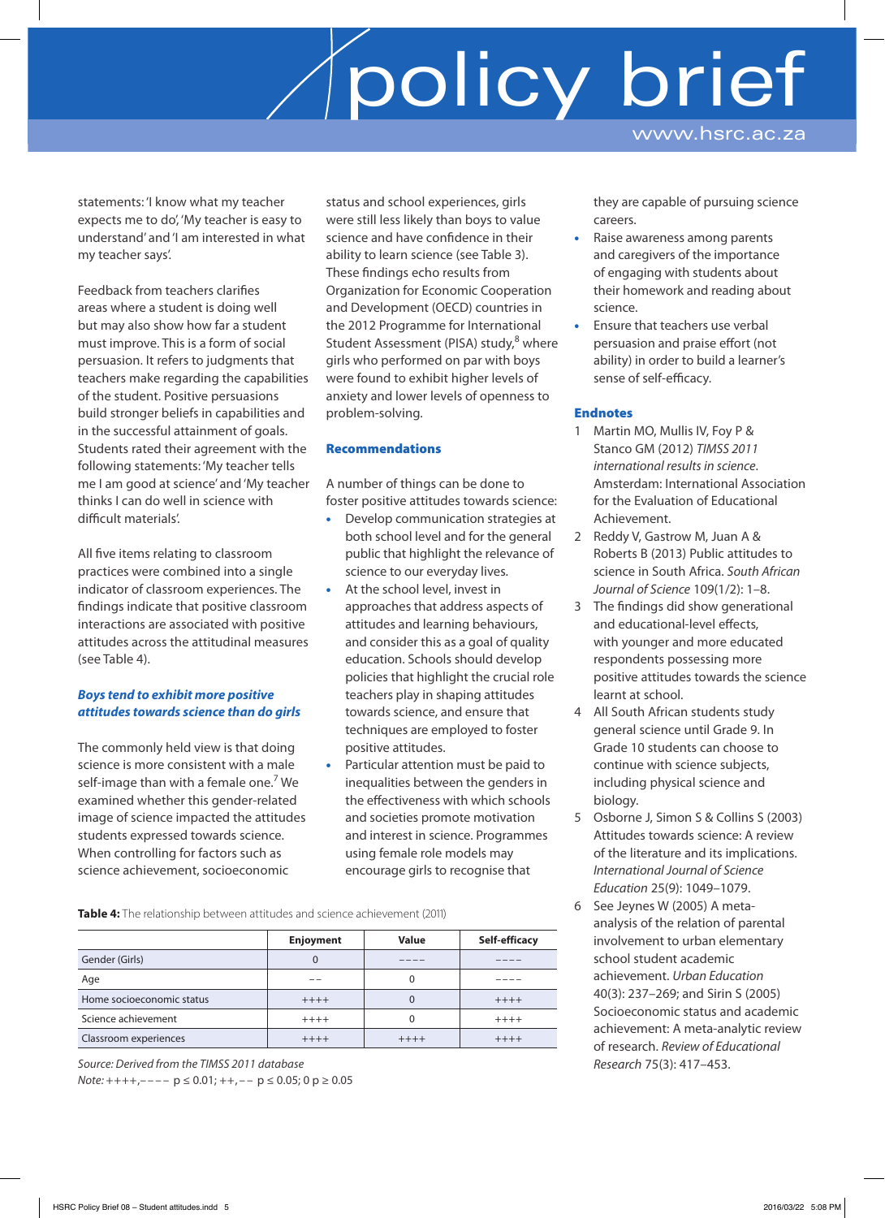statements: 'I know what my teacher expects me to do', 'My teacher is easy to understand' and 'I am interested in what my teacher says'.

Feedback from teachers clarifies areas where a student is doing well but may also show how far a student must improve. This is a form of social persuasion. It refers to judgments that teachers make regarding the capabilities of the student. Positive persuasions build stronger beliefs in capabilities and in the successful attainment of goals. Students rated their agreement with the following statements: 'My teacher tells me I am good at science' and 'My teacher thinks I can do well in science with difficult materials'.

All five items relating to classroom practices were combined into a single indicator of classroom experiences. The findings indicate that positive classroom interactions are associated with positive attitudes across the attitudinal measures (see Table 4).

### *Boys tend to exhibit more positive attitudes towards science than do girls*

The commonly held view is that doing science is more consistent with a male self-image than with a female one.[7] We examined whether this gender-related image of science impacted the attitudes students expressed towards science. When controlling for factors such as science achievement, socioeconomic status and school experiences, girls were still less likely than boys to value science and have confidence in their ability to learn science (see Table 3). These findings echo results from Organization for Economic Cooperation and Development (OECD) countries in the 2012 Programme for International Student Assessment (PISA) study,[8] where girls who performed on par with boys were found to exhibit higher levels of anxiety and lower levels of openness to problem-solving.

## Recommendations

A number of things can be done to foster positive attitudes towards science:

- Develop communication strategies at both school level and for the general public that highlight the relevance of science to our everyday lives.
- At the school level, invest in approaches that address aspects of attitudes and learning behaviours, and consider this as a goal of quality education. Schools should develop policies that highlight the crucial role teachers play in shaping attitudes towards science, and ensure that techniques are employed to foster positive attitudes.
- Particular attention must be paid to inequalities between the genders in the effectiveness with which schools and societies promote motivation and interest in science. Programmes using female role models may encourage girls to recognise that they are capable of pursuing science careers.
- Raise awareness among parents and caregivers of the importance of engaging with students about their homework and reading about science.
- Ensure that teachers use verbal persuasion and praise effort (not ability) in order to build a learner's sense of self-efficacy.

**Table 4:** The relationship between attitudes and science achievement (2011)

| | Enjoyment | Value | Self-efficacy |
|---|---|---|---|
| Gender (Girls) | 0 | – – – – | – – – – |
| Age | – – | 0 | – – – – |
| Home socioeconomic status | ++++ | 0 | ++++ |
| Science achievement | ++++ | 0 | ++++ |
| Classroom experiences | ++++ | ++++ | ++++ |

*Source: Derived from the TIMSS 2011 database*

*Note:* ++++, – – – – $p \leq 0.01$; ++, – – $p \leq 0.05$; 0 $p \geq 0.05$

## Endnotes

1. Martin MO, Mullis IV, Foy P & Stanco GM (2012) *TIMSS 2011 international results in science*. Amsterdam: International Association for the Evaluation of Educational Achievement.
2. Reddy V, Gastrow M, Juan A & Roberts B (2013) Public attitudes to science in South Africa. *South African Journal of Science* 109(1/2): 1–8.
3. The findings did show generational and educational-level effects, with younger and more educated respondents possessing more positive attitudes towards the science learnt at school.
4. All South African students study general science until Grade 9. In Grade 10 students can choose to continue with science subjects, including physical science and biology.
5. Osborne J, Simon S & Collins S (2003) Attitudes towards science: A review of the literature and its implications. *International Journal of Science Education* 25(9): 1049–1079.
6. See Jeynes W (2005) A meta-analysis of the relation of parental involvement to urban elementary school student academic achievement. *Urban Education* 40(3): 237–269; and Sirin S (2005) Socioeconomic status and academic achievement: A meta-analytic review of research. *Review of Educational Research* 75(3): 417–453.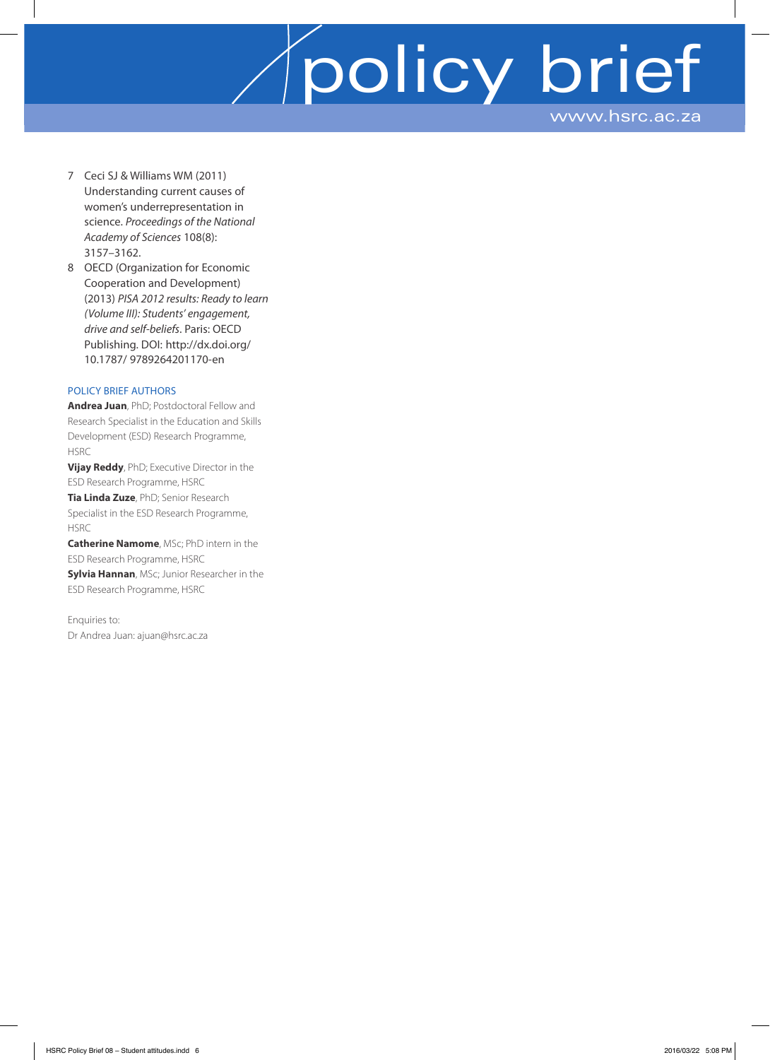7. Ceci SJ & Williams WM (2011) Understanding current causes of women's underrepresentation in science. *Proceedings of the National Academy of Sciences* 108(8): 3157–3162.
8. OECD (Organization for Economic Cooperation and Development) (2013) *PISA 2012 results: Ready to learn (Volume III): Students' engagement, drive and self-beliefs*. Paris: OECD Publishing. DOI: http://dx.doi.org/ 10.1787/ 9789264201170-en

POLICY BRIEF AUTHORS

**Andrea Juan**, PhD; Postdoctoral Fellow and Research Specialist in the Education and Skills Development (ESD) Research Programme, HSRC

**Vijay Reddy**, PhD; Executive Director in the ESD Research Programme, HSRC

**Tia Linda Zuze**, PhD; Senior Research Specialist in the ESD Research Programme, HSRC

**Catherine Namome**, MSc; PhD intern in the ESD Research Programme, HSRC

**Sylvia Hannan**, MSc; Junior Researcher in the ESD Research Programme, HSRC

Enquiries to:
Dr Andrea Juan: ajuan@hsrc.ac.za